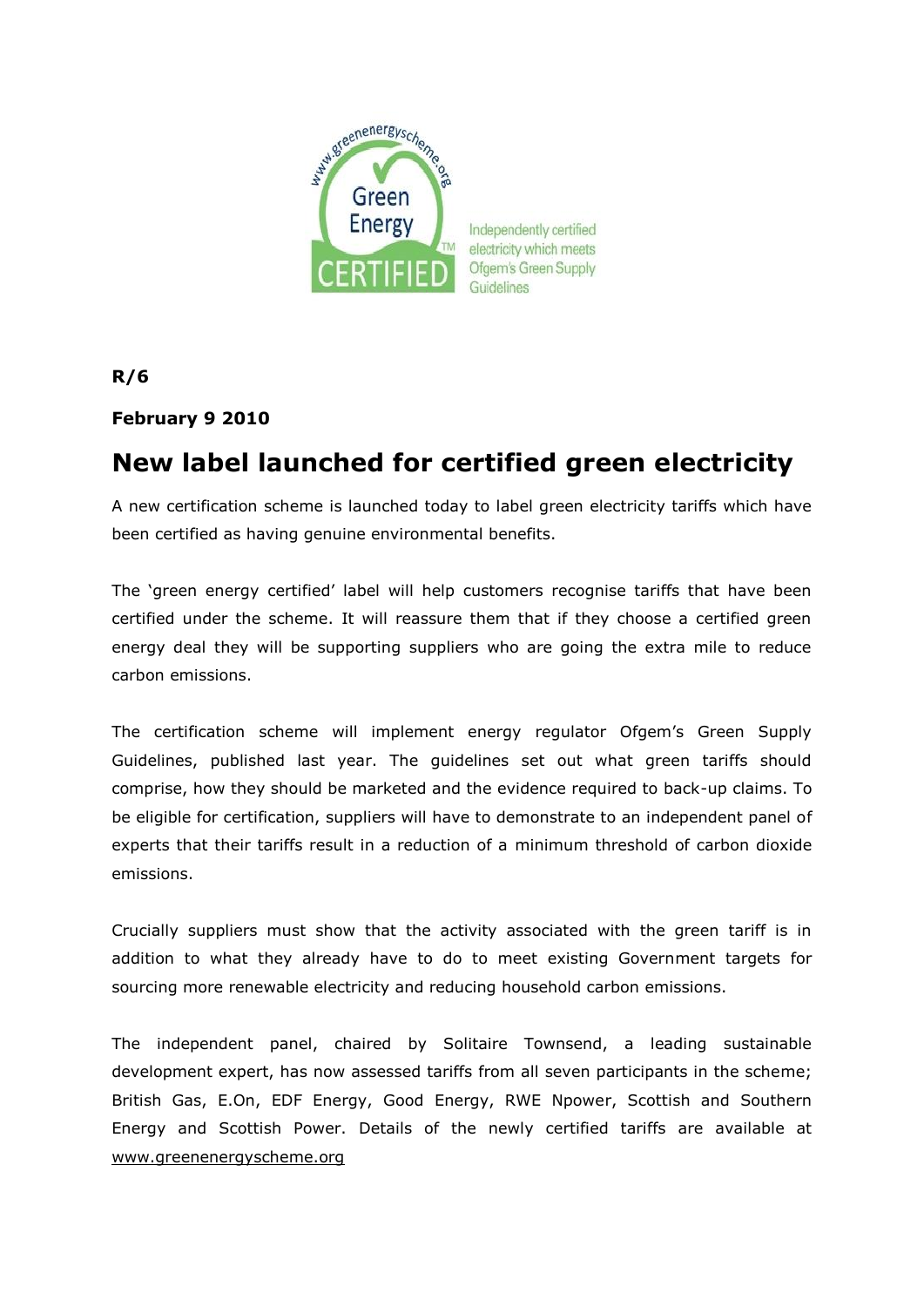Independently certified electricity which meets Ofgem's Green Supply Guidelines

**R/6**

**February 9 2010**

# New label launched for certified green electricity

A new certification scheme is launched today to label green electricity tariffs which have been certified as having genuine environmental benefits.

The 'green energy certified' label will help customers recognise tariffs that have been certified under the scheme. It will reassure them that if they choose a certified green energy deal they will be supporting suppliers who are going the extra mile to reduce carbon emissions.

The certification scheme will implement energy regulator Ofgem's Green Supply Guidelines, published last year. The guidelines set out what green tariffs should comprise, how they should be marketed and the evidence required to back-up claims. To be eligible for certification, suppliers will have to demonstrate to an independent panel of experts that their tariffs result in a reduction of a minimum threshold of carbon dioxide emissions.

Crucially suppliers must show that the activity associated with the green tariff is in addition to what they already have to do to meet existing Government targets for sourcing more renewable electricity and reducing household carbon emissions.

The independent panel, chaired by Solitaire Townsend, a leading sustainable development expert, has now assessed tariffs from all seven participants in the scheme; British Gas, E.On, EDF Energy, Good Energy, RWE Npower, Scottish and Southern Energy and Scottish Power. Details of the newly certified tariffs are available at www.greenenergyscheme.org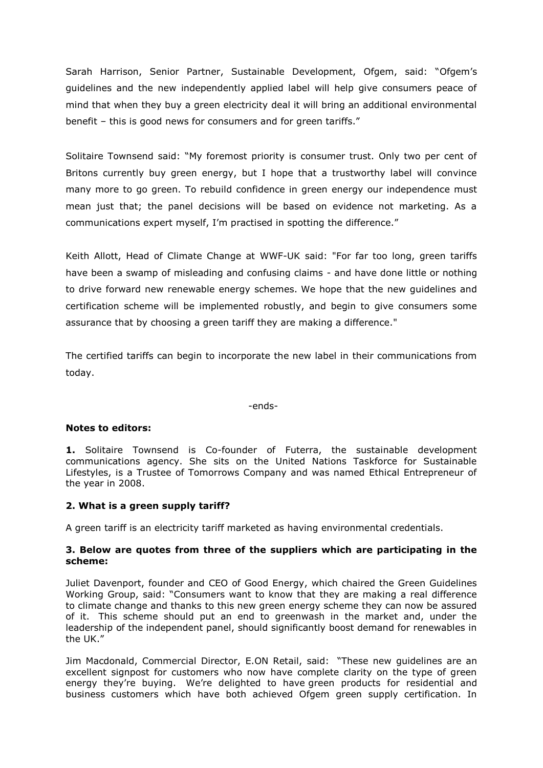Sarah Harrison, Senior Partner, Sustainable Development, Ofgem, said: "Ofgem's guidelines and the new independently applied label will help give consumers peace of mind that when they buy a green electricity deal it will bring an additional environmental benefit – this is good news for consumers and for green tariffs."

Solitaire Townsend said: "My foremost priority is consumer trust. Only two per cent of Britons currently buy green energy, but I hope that a trustworthy label will convince many more to go green. To rebuild confidence in green energy our independence must mean just that; the panel decisions will be based on evidence not marketing. As a communications expert myself, I'm practised in spotting the difference."

Keith Allott, Head of Climate Change at WWF-UK said: "For far too long, green tariffs have been a swamp of misleading and confusing claims - and have done little or nothing to drive forward new renewable energy schemes. We hope that the new guidelines and certification scheme will be implemented robustly, and begin to give consumers some assurance that by choosing a green tariff they are making a difference."

The certified tariffs can begin to incorporate the new label in their communications from today.

-ends-

**Notes to editors:**

**1.** Solitaire Townsend is Co-founder of Futerra, the sustainable development communications agency. She sits on the United Nations Taskforce for Sustainable Lifestyles, is a Trustee of Tomorrows Company and was named Ethical Entrepreneur of the year in 2008.

**2. What is a green supply tariff?**

A green tariff is an electricity tariff marketed as having environmental credentials.

**3. Below are quotes from three of the suppliers which are participating in the scheme:**

Juliet Davenport, founder and CEO of Good Energy, which chaired the Green Guidelines Working Group, said: "Consumers want to know that they are making a real difference to climate change and thanks to this new green energy scheme they can now be assured of it. This scheme should put an end to greenwash in the market and, under the leadership of the independent panel, should significantly boost demand for renewables in the UK."

Jim Macdonald, Commercial Director, E.ON Retail, said: "These new guidelines are an excellent signpost for customers who now have complete clarity on the type of green energy they're buying. We're delighted to have green products for residential and business customers which have both achieved Ofgem green supply certification. In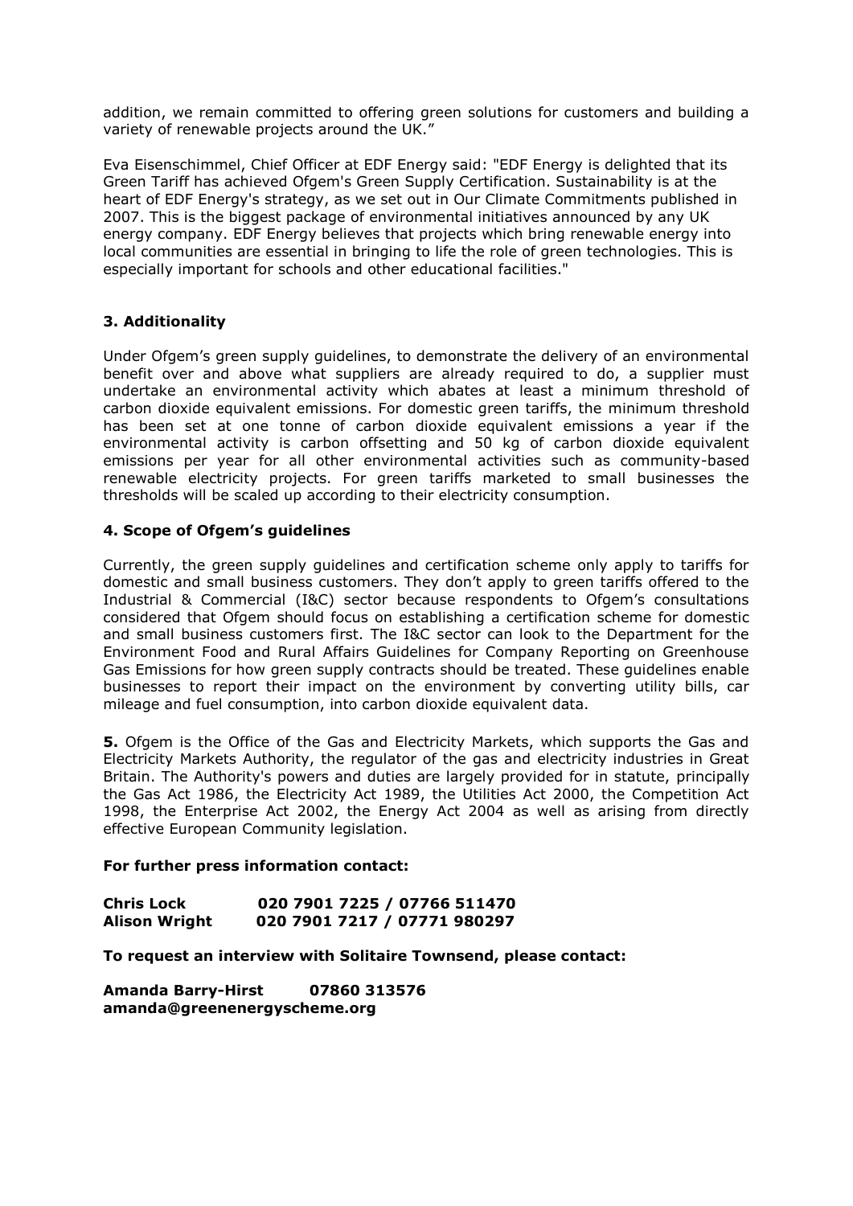addition, we remain committed to offering green solutions for customers and building a variety of renewable projects around the UK."

Eva Eisenschimmel, Chief Officer at EDF Energy said: "EDF Energy is delighted that its Green Tariff has achieved Ofgem's Green Supply Certification. Sustainability is at the heart of EDF Energy's strategy, as we set out in Our Climate Commitments published in 2007. This is the biggest package of environmental initiatives announced by any UK energy company. EDF Energy believes that projects which bring renewable energy into local communities are essential in bringing to life the role of green technologies. This is especially important for schools and other educational facilities."

### 3. Additionality

Under Ofgem's green supply guidelines, to demonstrate the delivery of an environmental benefit over and above what suppliers are already required to do, a supplier must undertake an environmental activity which abates at least a minimum threshold of carbon dioxide equivalent emissions. For domestic green tariffs, the minimum threshold has been set at one tonne of carbon dioxide equivalent emissions a year if the environmental activity is carbon offsetting and 50 kg of carbon dioxide equivalent emissions per year for all other environmental activities such as community-based renewable electricity projects. For green tariffs marketed to small businesses the thresholds will be scaled up according to their electricity consumption.

### 4. Scope of Ofgem's guidelines

Currently, the green supply guidelines and certification scheme only apply to tariffs for domestic and small business customers. They don't apply to green tariffs offered to the Industrial & Commercial (I&C) sector because respondents to Ofgem's consultations considered that Ofgem should focus on establishing a certification scheme for domestic and small business customers first. The I&C sector can look to the Department for the Environment Food and Rural Affairs Guidelines for Company Reporting on Greenhouse Gas Emissions for how green supply contracts should be treated. These guidelines enable businesses to report their impact on the environment by converting utility bills, car mileage and fuel consumption, into carbon dioxide equivalent data.

**5.** Ofgem is the Office of the Gas and Electricity Markets, which supports the Gas and Electricity Markets Authority, the regulator of the gas and electricity industries in Great Britain. The Authority's powers and duties are largely provided for in statute, principally the Gas Act 1986, the Electricity Act 1989, the Utilities Act 2000, the Competition Act 1998, the Enterprise Act 2002, the Energy Act 2004 as well as arising from directly effective European Community legislation.

**For further press information contact:**

**Chris Lock 020 7901 7225 / 07766 511470**
**Alison Wright 020 7901 7217 / 07771 980297**

**To request an interview with Solitaire Townsend, please contact:**

**Amanda Barry-Hirst 07860 313576**
**amanda@greenenergyscheme.org**